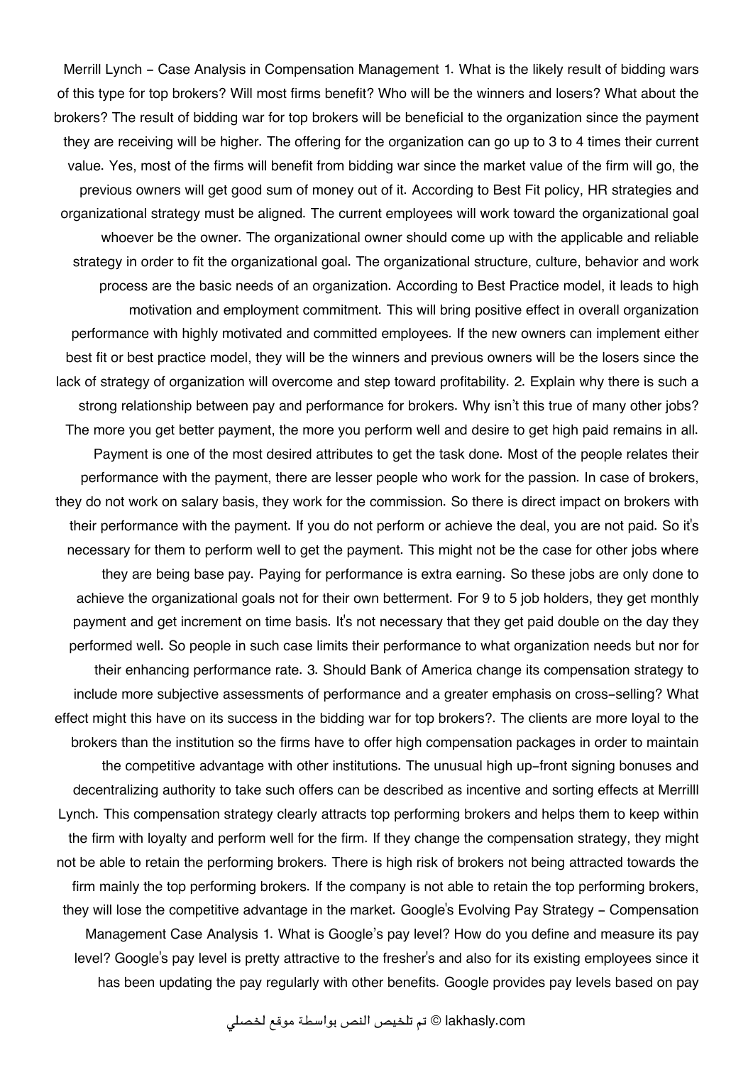Merrill Lynch - Case Analysis in Compensation Management 1. What is the likely result of bidding wars of this type for top brokers? Will most firms benefit? Who will be the winners and losers? What about the brokers? The result of bidding war for top brokers will be beneficial to the organization since the payment they are receiving will be higher. The offering for the organization can go up to 3 to 4 times their current value. Yes, most of the firms will benefit from bidding war since the market value of the firm will go, the previous owners will get good sum of money out of it. According to Best Fit policy, HR strategies and organizational strategy must be aligned. The current employees will work toward the organizational goal whoever be the owner. The organizational owner should come up with the applicable and reliable strategy in order to fit the organizational goal. The organizational structure, culture, behavior and work process are the basic needs of an organization. According to Best Practice model, it leads to high motivation and employment commitment. This will bring positive effect in overall organization performance with highly motivated and committed employees. If the new owners can implement either best fit or best practice model, they will be the winners and previous owners will be the losers since the lack of strategy of organization will overcome and step toward profitability. 2. Explain why there is such a strong relationship between pay and performance for brokers. Why isn't this true of many other jobs? The more you get better payment, the more you perform well and desire to get high paid remains in all. Payment is one of the most desired attributes to get the task done. Most of the people relates their performance with the payment, there are lesser people who work for the passion. In case of brokers, they do not work on salary basis, they work for the commission. So there is direct impact on brokers with their performance with the payment. If you do not perform or achieve the deal, you are not paid. So it's necessary for them to perform well to get the payment. This might not be the case for other jobs where they are being base pay. Paying for performance is extra earning. So these jobs are only done to achieve the organizational goals not for their own betterment. For 9 to 5 job holders, they get monthly payment and get increment on time basis. It's not necessary that they get paid double on the day they performed well. So people in such case limits their performance to what organization needs but nor for their enhancing performance rate. 3. Should Bank of America change its compensation strategy to include more subjective assessments of performance and a greater emphasis on cross-selling? What effect might this have on its success in the bidding war for top brokers?. The clients are more loyal to the brokers than the institution so the firms have to offer high compensation packages in order to maintain the competitive advantage with other institutions. The unusual high up-front signing bonuses and decentralizing authority to take such offers can be described as incentive and sorting effects at Merrilll Lynch. This compensation strategy clearly attracts top performing brokers and helps them to keep within the firm with loyalty and perform well for the firm. If they change the compensation strategy, they might not be able to retain the performing brokers. There is high risk of brokers not being attracted towards the firm mainly the top performing brokers. If the company is not able to retain the top performing brokers, they will lose the competitive advantage in the market. Google's Evolving Pay Strategy - Compensation Management Case Analysis 1. What is Google's pay level? How do you define and measure its pay level? Google's pay level is pretty attractive to the fresher's and also for its existing employees since it has been updating the pay regularly with other benefits. Google provides pay levels based on pay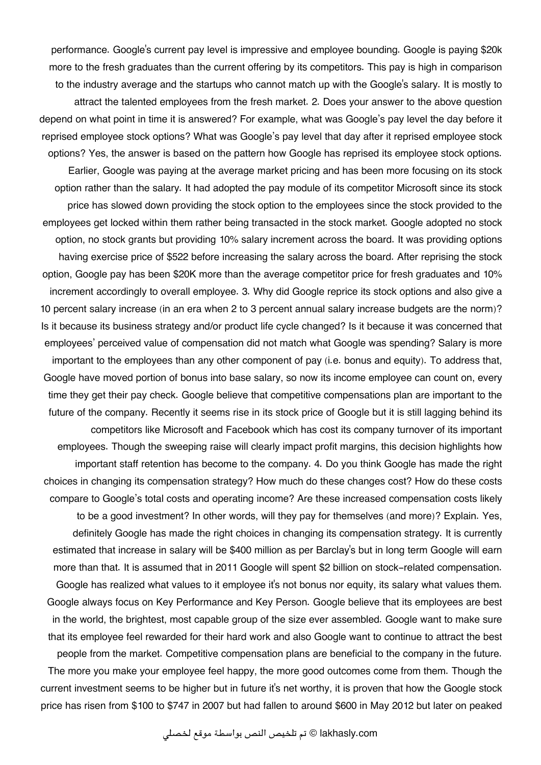performance. Google's current pay level is impressive and employee bounding. Google is paying $20k more to the fresh graduates than the current offering by its competitors. This pay is high in comparison to the industry average and the startups who cannot match up with the Google's salary. It is mostly to attract the talented employees from the fresh market. 2. Does your answer to the above question depend on what point in time it is answered? For example, what was Google's pay level the day before it reprised employee stock options? What was Google's pay level that day after it reprised employee stock options? Yes, the answer is based on the pattern how Google has reprised its employee stock options. Earlier, Google was paying at the average market pricing and has been more focusing on its stock option rather than the salary. It had adopted the pay module of its competitor Microsoft since its stock price has slowed down providing the stock option to the employees since the stock provided to the employees get locked within them rather being transacted in the stock market. Google adopted no stock option, no stock grants but providing 10% salary increment across the board. It was providing options having exercise price of $522 before increasing the salary across the board. After reprising the stock option, Google pay has been $20K more than the average competitor price for fresh graduates and 10% increment accordingly to overall employee. 3. Why did Google reprice its stock options and also give a 10 percent salary increase (in an era when 2 to 3 percent annual salary increase budgets are the norm)? Is it because its business strategy and/or product life cycle changed? Is it because it was concerned that employees' perceived value of compensation did not match what Google was spending? Salary is more important to the employees than any other component of pay (i.e. bonus and equity). To address that, Google have moved portion of bonus into base salary, so now its income employee can count on, every time they get their pay check. Google believe that competitive compensations plan are important to the future of the company. Recently it seems rise in its stock price of Google but it is still lagging behind its competitors like Microsoft and Facebook which has cost its company turnover of its important employees. Though the sweeping raise will clearly impact profit margins, this decision highlights how important staff retention has become to the company. 4. Do you think Google has made the right choices in changing its compensation strategy? How much do these changes cost? How do these costs compare to Google's total costs and operating income? Are these increased compensation costs likely to be a good investment? In other words, will they pay for themselves (and more)? Explain. Yes, definitely Google has made the right choices in changing its compensation strategy. It is currently estimated that increase in salary will be $400 million as per Barclay's but in long term Google will earn more than that. It is assumed that in 2011 Google will spent $2 billion on stock-related compensation. Google has realized what values to it employee it's not bonus nor equity, its salary what values them. Google always focus on Key Performance and Key Person. Google believe that its employees are best in the world, the brightest, most capable group of the size ever assembled. Google want to make sure that its employee feel rewarded for their hard work and also Google want to continue to attract the best people from the market. Competitive compensation plans are beneficial to the company in the future. The more you make your employee feel happy, the more good outcomes come from them. Though the current investment seems to be higher but in future it's net worthy, it is proven that how the Google stock price has risen from $100 to $747 in 2007 but had fallen to around $600 in May 2012 but later on peaked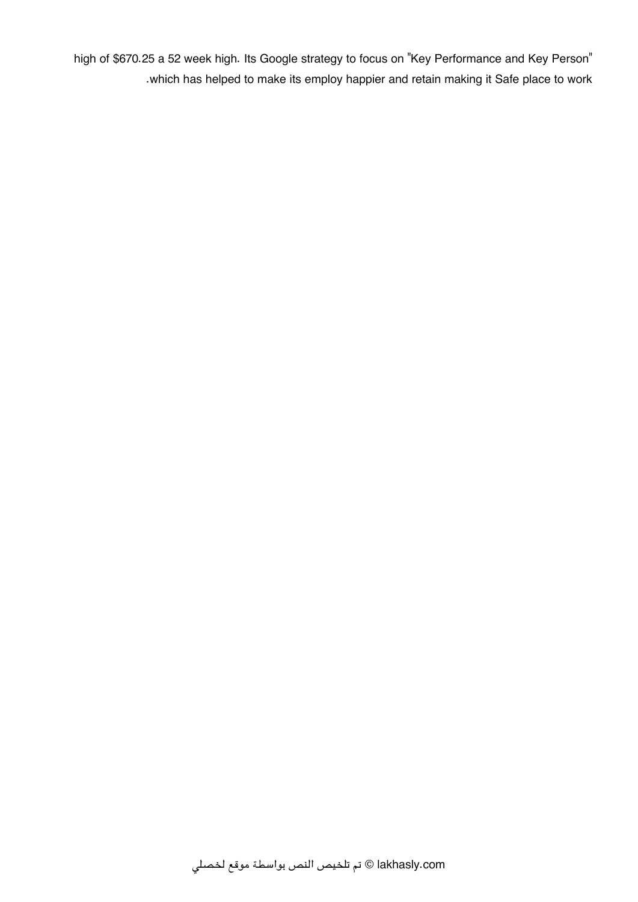high of $670.25 a 52 week high. Its Google strategy to focus on "Key Performance and Key Person" which has helped to make its employ happier and retain making it Safe place to work.